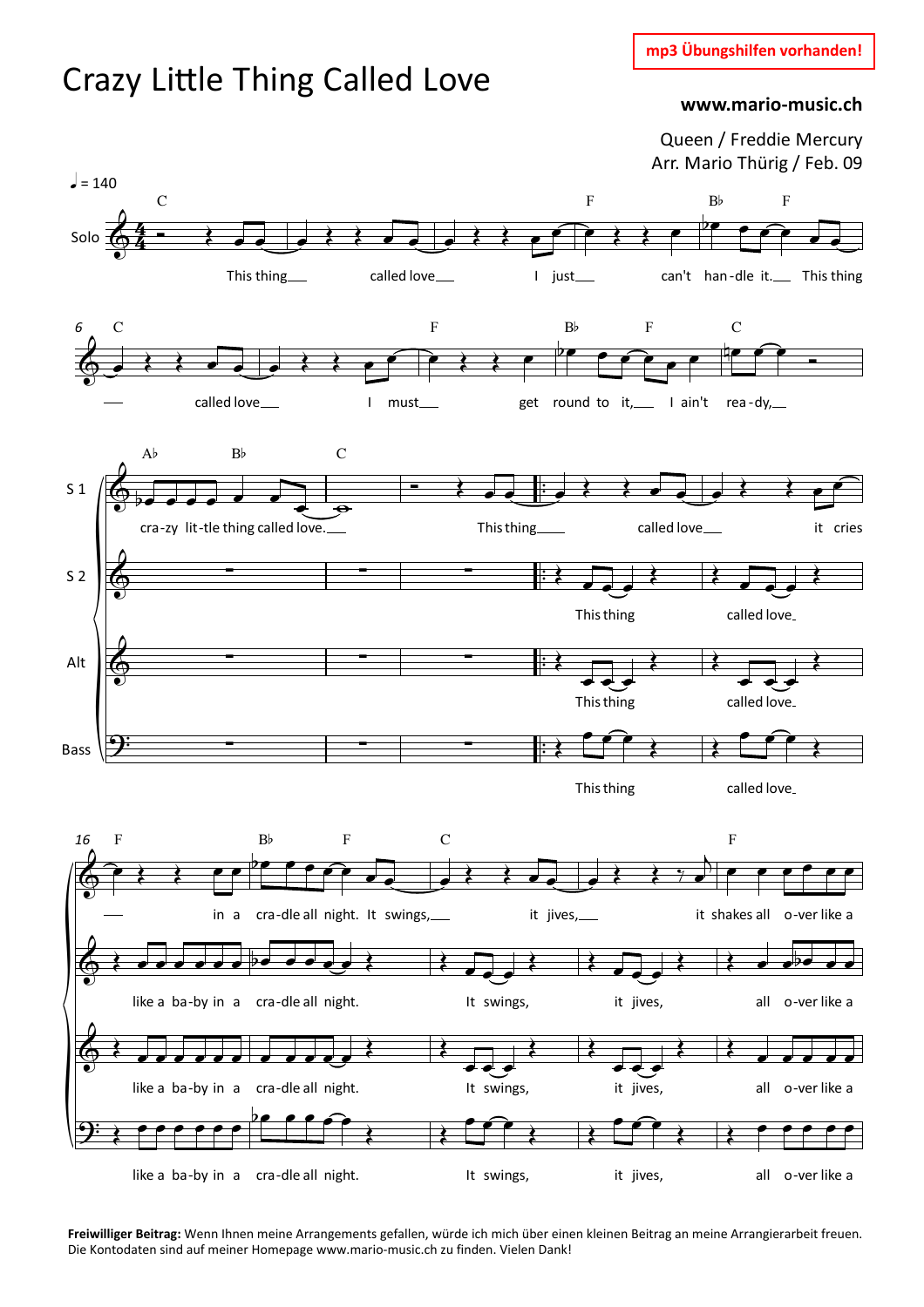# Crazy Little Thing Called Love

mp3 Übungshilfen vorhanden!

**www.mario-music.ch**

Queen / Freddie Mercury
Arr. Mario Thürig / Feb. 09

**Freiwilliger Beitrag:** Wenn Ihnen meine Arrangements gefallen, würde ich mich über einen kleinen Beitrag an meine Arrangierarbeit freuen. Die Kontodaten sind auf meiner Homepage www.mario-music.ch zu finden. Vielen Dank!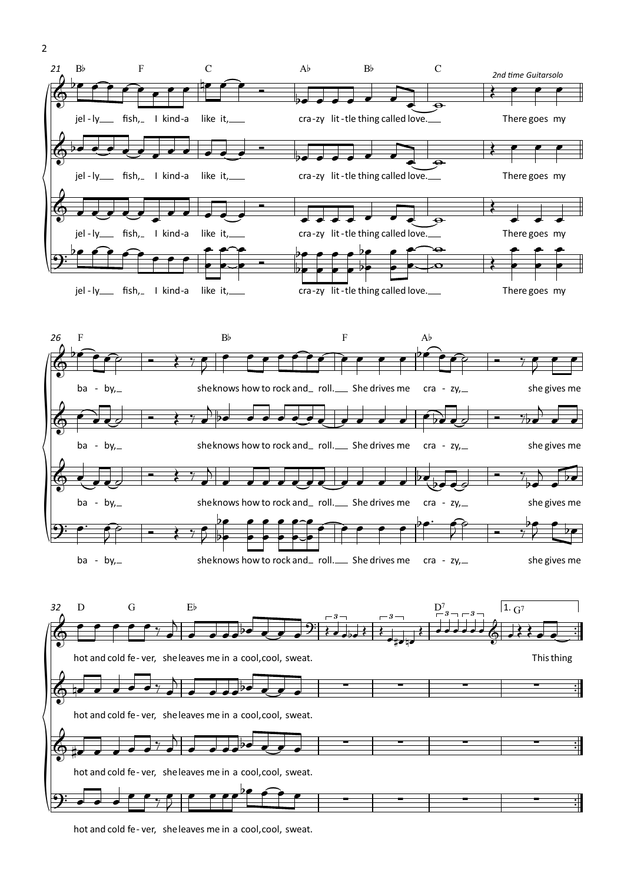B♭ F C A♭ B♭ C

*2nd time Guitarsolo*

jel - ly fish, I kind-a like it, cra-zy lit-tle thing called love. There goes my

jel - ly fish, I kind-a like it, cra-zy lit-tle thing called love. There goes my

jel - ly fish, I kind-a like it, cra-zy lit-tle thing called love. There goes my

jel - ly fish, I kind-a like it, cra-zy lit-tle thing called love. There goes my

F B♭ F A♭

ba - by, she knows how to rock and roll. She drives me cra - zy, she gives me

ba - by, she knows how to rock and roll. She drives me cra - zy, she gives me

ba - by, she knows how to rock and roll. She drives me cra - zy, she gives me

ba - by, she knows how to rock and roll. She drives me cra - zy, she gives me

D G E♭ D7 1. G7

hot and cold fe - ver, she leaves me in a cool, cool, sweat. This thing

hot and cold fe - ver, she leaves me in a cool, cool, sweat.

hot and cold fe - ver, she leaves me in a cool, cool, sweat.

hot and cold fe - ver, she leaves me in a cool, cool, sweat.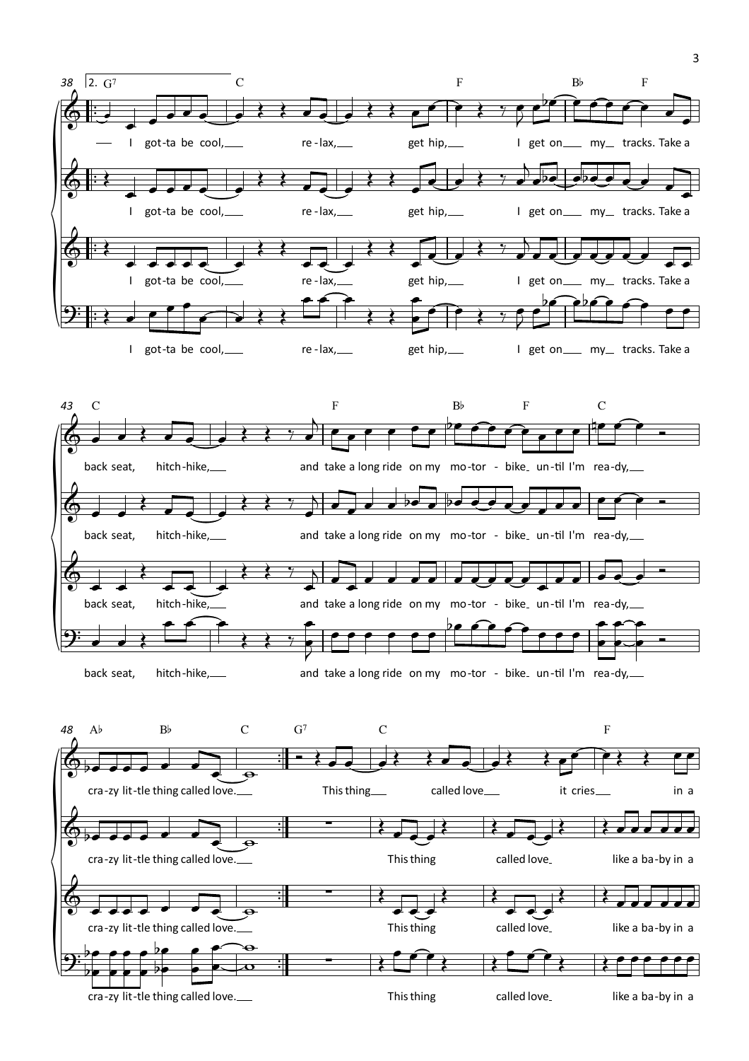38 | 2. G7 | C | F | B♭ F

I got-ta be cool, re-lax, get hip, I get on my tracks. Take a

I got-ta be cool, re-lax, get hip, I get on my tracks. Take a

I got-ta be cool, re-lax, get hip, I get on my tracks. Take a

I got-ta be cool, re-lax, get hip, I get on my tracks. Take a

43 C | F | B♭ F | C

back seat, hitch-hike, and take a long ride on my mo-tor - bike un-til I'm rea-dy,

back seat, hitch-hike, and take a long ride on my mo-tor - bike un-til I'm rea-dy,

back seat, hitch-hike, and take a long ride on my mo-tor - bike un-til I'm rea-dy,

back seat, hitch-hike, and take a long ride on my mo-tor - bike un-til I'm rea-dy,

48 A♭ B♭ | C | G7 | C | F

cra-zy lit-tle thing called love. This thing called love it cries in a

cra-zy lit-tle thing called love. This thing called love like a ba-by in a

cra-zy lit-tle thing called love. This thing called love like a ba-by in a

cra-zy lit-tle thing called love. This thing called love like a ba-by in a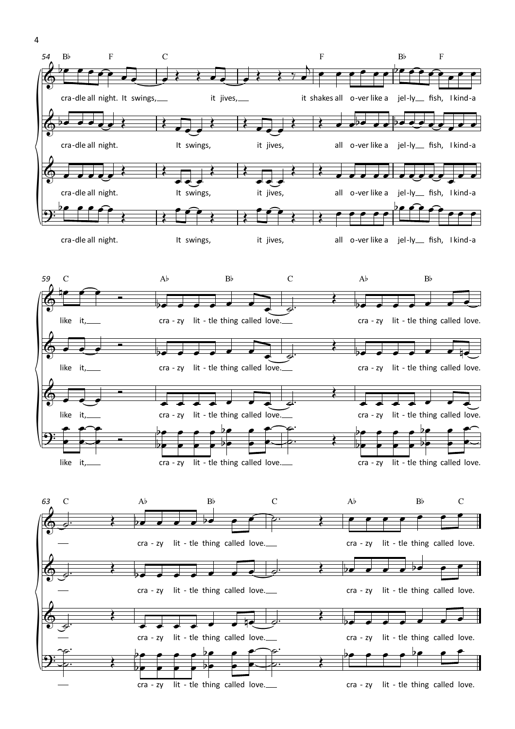54 B♭ F C F B♭ F

cra-dle all night. It swings, it jives, it shakes all o-ver like a jel-ly fish, I kind-a

cra-dle all night. It swings, it jives, all o-ver like a jel-ly fish, I kind-a

cra-dle all night. It swings, it jives, all o-ver like a jel-ly fish, I kind-a

cra-dle all night. It swings, it jives, all o-ver like a jel-ly fish, I kind-a

59 C A♭ B♭ C A♭ B♭

like it, cra-zy lit-tle thing called love. cra-zy lit-tle thing called love.

like it, cra-zy lit-tle thing called love. cra-zy lit-tle thing called love.

like it, cra-zy lit-tle thing called love. cra-zy lit-tle thing called love.

like it, cra-zy lit-tle thing called love. cra-zy lit-tle thing called love.

63 C A♭ B♭ C A♭ B♭ C

cra-zy lit-tle thing called love. cra-zy lit-tle thing called love.

cra-zy lit-tle thing called love. cra-zy lit-tle thing called love.

cra-zy lit-tle thing called love. cra-zy lit-tle thing called love.

cra-zy lit-tle thing called love. cra-zy lit-tle thing called love.